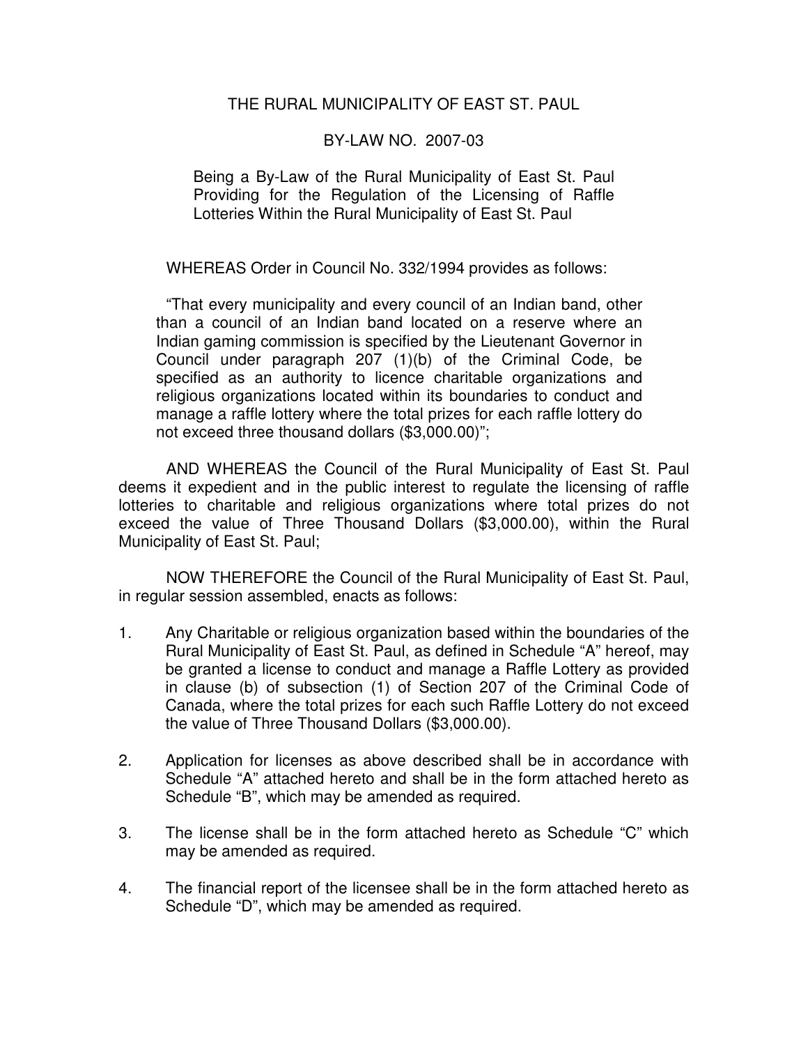# THE RURAL MUNICIPALITY OF EAST ST. PAUL

## BY-LAW NO. 2007-03

Being a By-Law of the Rural Municipality of East St. Paul Providing for the Regulation of the Licensing of Raffle Lotteries Within the Rural Municipality of East St. Paul

WHEREAS Order in Council No. 332/1994 provides as follows:

> "That every municipality and every council of an Indian band, other than a council of an Indian band located on a reserve where an Indian gaming commission is specified by the Lieutenant Governor in Council under paragraph 207 (1)(b) of the Criminal Code, be specified as an authority to licence charitable organizations and religious organizations located within its boundaries to conduct and manage a raffle lottery where the total prizes for each raffle lottery do not exceed three thousand dollars ($3,000.00)";

AND WHEREAS the Council of the Rural Municipality of East St. Paul deems it expedient and in the public interest to regulate the licensing of raffle lotteries to charitable and religious organizations where total prizes do not exceed the value of Three Thousand Dollars ($3,000.00), within the Rural Municipality of East St. Paul;

NOW THEREFORE the Council of the Rural Municipality of East St. Paul, in regular session assembled, enacts as follows:

1. Any Charitable or religious organization based within the boundaries of the Rural Municipality of East St. Paul, as defined in Schedule "A" hereof, may be granted a license to conduct and manage a Raffle Lottery as provided in clause (b) of subsection (1) of Section 207 of the Criminal Code of Canada, where the total prizes for each such Raffle Lottery do not exceed the value of Three Thousand Dollars ($3,000.00).

2. Application for licenses as above described shall be in accordance with Schedule "A" attached hereto and shall be in the form attached hereto as Schedule "B", which may be amended as required.

3. The license shall be in the form attached hereto as Schedule "C" which may be amended as required.

4. The financial report of the licensee shall be in the form attached hereto as Schedule "D", which may be amended as required.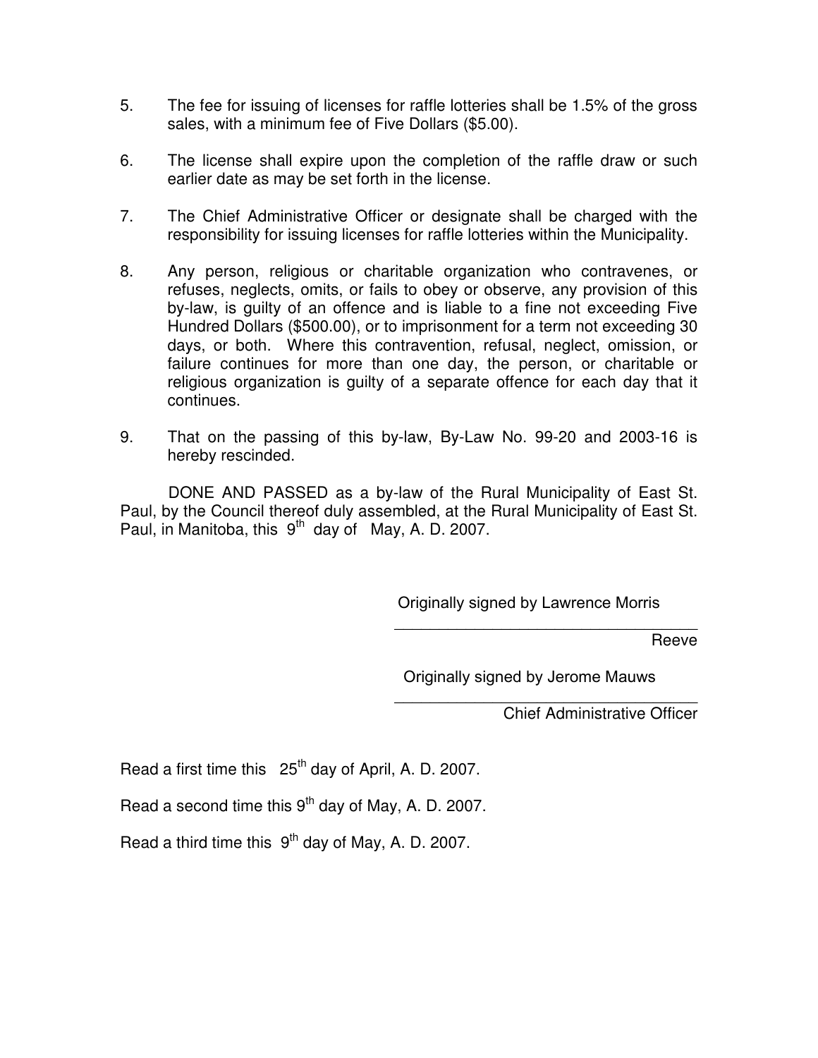5. The fee for issuing of licenses for raffle lotteries shall be 1.5% of the gross sales, with a minimum fee of Five Dollars ($5.00).

6. The license shall expire upon the completion of the raffle draw or such earlier date as may be set forth in the license.

7. The Chief Administrative Officer or designate shall be charged with the responsibility for issuing licenses for raffle lotteries within the Municipality.

8. Any person, religious or charitable organization who contravenes, or refuses, neglects, omits, or fails to obey or observe, any provision of this by-law, is guilty of an offence and is liable to a fine not exceeding Five Hundred Dollars ($500.00), or to imprisonment for a term not exceeding 30 days, or both. Where this contravention, refusal, neglect, omission, or failure continues for more than one day, the person, or charitable or religious organization is guilty of a separate offence for each day that it continues.

9. That on the passing of this by-law, By-Law No. 99-20 and 2003-16 is hereby rescinded.

DONE AND PASSED as a by-law of the Rural Municipality of East St. Paul, by the Council thereof duly assembled, at the Rural Municipality of East St. Paul, in Manitoba, this 9th day of May, A. D. 2007.

Originally signed by Lawrence Morris

______________________________

Reeve

Originally signed by Jerome Mauws

______________________________

Chief Administrative Officer

Read a first time this 25th day of April, A. D. 2007.

Read a second time this 9th day of May, A. D. 2007.

Read a third time this 9th day of May, A. D. 2007.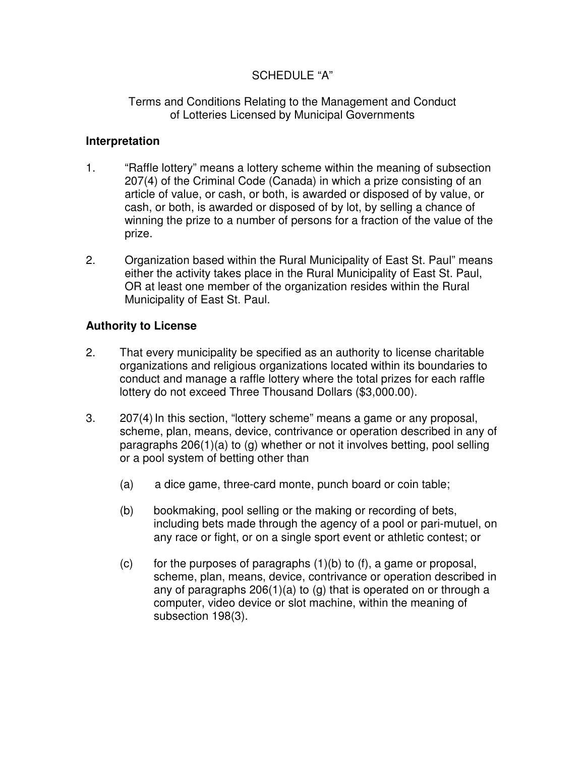SCHEDULE "A"

Terms and Conditions Relating to the Management and Conduct of Lotteries Licensed by Municipal Governments

## Interpretation

1. "Raffle lottery" means a lottery scheme within the meaning of subsection 207(4) of the Criminal Code (Canada) in which a prize consisting of an article of value, or cash, or both, is awarded or disposed of by value, or cash, or both, is awarded or disposed of by lot, by selling a chance of winning the prize to a number of persons for a fraction of the value of the prize.

2. Organization based within the Rural Municipality of East St. Paul" means either the activity takes place in the Rural Municipality of East St. Paul, OR at least one member of the organization resides within the Rural Municipality of East St. Paul.

## Authority to License

2. That every municipality be specified as an authority to license charitable organizations and religious organizations located within its boundaries to conduct and manage a raffle lottery where the total prizes for each raffle lottery do not exceed Three Thousand Dollars ($3,000.00).

3. 207(4) In this section, "lottery scheme" means a game or any proposal, scheme, plan, means, device, contrivance or operation described in any of paragraphs 206(1)(a) to (g) whether or not it involves betting, pool selling or a pool system of betting other than

   (a) a dice game, three-card monte, punch board or coin table;

   (b) bookmaking, pool selling or the making or recording of bets, including bets made through the agency of a pool or pari-mutuel, on any race or fight, or on a single sport event or athletic contest; or

   (c) for the purposes of paragraphs (1)(b) to (f), a game or proposal, scheme, plan, means, device, contrivance or operation described in any of paragraphs 206(1)(a) to (g) that is operated on or through a computer, video device or slot machine, within the meaning of subsection 198(3).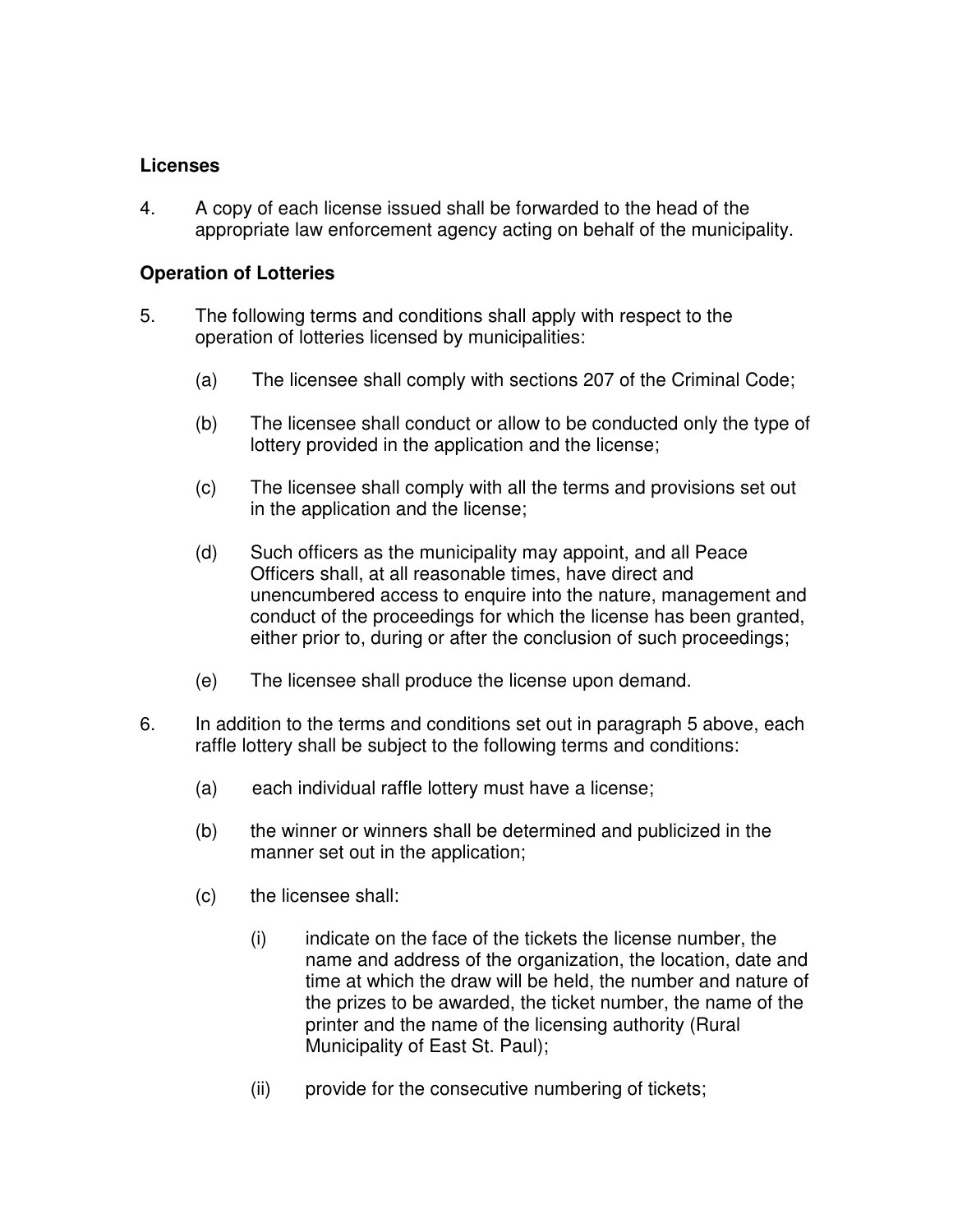### Licenses

4. A copy of each license issued shall be forwarded to the head of the appropriate law enforcement agency acting on behalf of the municipality.

### Operation of Lotteries

5. The following terms and conditions shall apply with respect to the operation of lotteries licensed by municipalities:

   (a) The licensee shall comply with sections 207 of the Criminal Code;

   (b) The licensee shall conduct or allow to be conducted only the type of lottery provided in the application and the license;

   (c) The licensee shall comply with all the terms and provisions set out in the application and the license;

   (d) Such officers as the municipality may appoint, and all Peace Officers shall, at all reasonable times, have direct and unencumbered access to enquire into the nature, management and conduct of the proceedings for which the license has been granted, either prior to, during or after the conclusion of such proceedings;

   (e) The licensee shall produce the license upon demand.

6. In addition to the terms and conditions set out in paragraph 5 above, each raffle lottery shall be subject to the following terms and conditions:

   (a) each individual raffle lottery must have a license;

   (b) the winner or winners shall be determined and publicized in the manner set out in the application;

   (c) the licensee shall:

      (i) indicate on the face of the tickets the license number, the name and address of the organization, the location, date and time at which the draw will be held, the number and nature of the prizes to be awarded, the ticket number, the name of the printer and the name of the licensing authority (Rural Municipality of East St. Paul);

      (ii) provide for the consecutive numbering of tickets;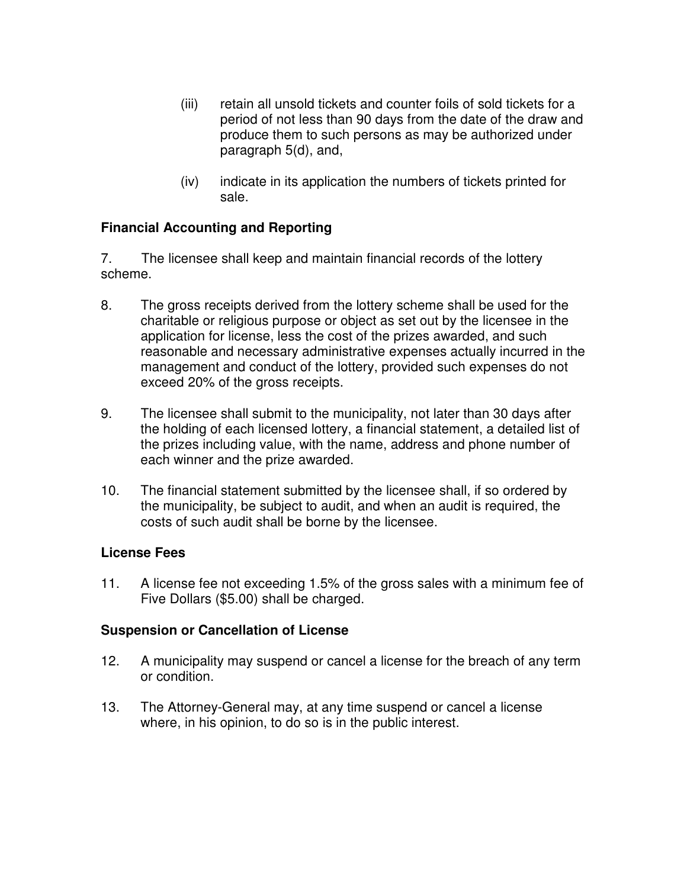(iii) retain all unsold tickets and counter foils of sold tickets for a period of not less than 90 days from the date of the draw and produce them to such persons as may be authorized under paragraph 5(d), and,

(iv) indicate in its application the numbers of tickets printed for sale.

**Financial Accounting and Reporting**

7. The licensee shall keep and maintain financial records of the lottery scheme.

8. The gross receipts derived from the lottery scheme shall be used for the charitable or religious purpose or object as set out by the licensee in the application for license, less the cost of the prizes awarded, and such reasonable and necessary administrative expenses actually incurred in the management and conduct of the lottery, provided such expenses do not exceed 20% of the gross receipts.

9. The licensee shall submit to the municipality, not later than 30 days after the holding of each licensed lottery, a financial statement, a detailed list of the prizes including value, with the name, address and phone number of each winner and the prize awarded.

10. The financial statement submitted by the licensee shall, if so ordered by the municipality, be subject to audit, and when an audit is required, the costs of such audit shall be borne by the licensee.

**License Fees**

11. A license fee not exceeding 1.5% of the gross sales with a minimum fee of Five Dollars ($5.00) shall be charged.

**Suspension or Cancellation of License**

12. A municipality may suspend or cancel a license for the breach of any term or condition.

13. The Attorney-General may, at any time suspend or cancel a license where, in his opinion, to do so is in the public interest.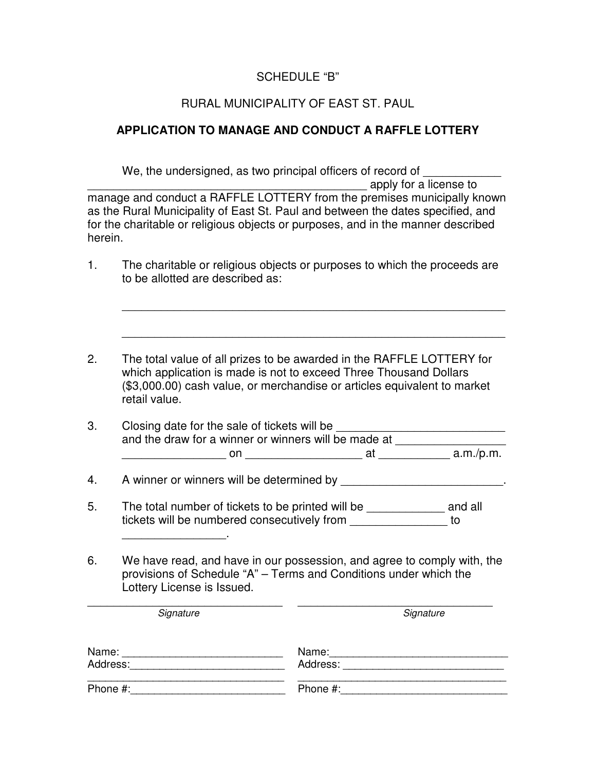SCHEDULE "B"

RURAL MUNICIPALITY OF EAST ST. PAUL

**APPLICATION TO MANAGE AND CONDUCT A RAFFLE LOTTERY**

We, the undersigned, as two principal officers of record of ____________ _____________________________________________ apply for a license to manage and conduct a RAFFLE LOTTERY from the premises municipally known as the Rural Municipality of East St. Paul and between the dates specified, and for the charitable or religious objects or purposes, and in the manner described herein.

1. The charitable or religious objects or purposes to which the proceeds are to be allotted are described as:

   ____________________________________________________________

   ____________________________________________________________

2. The total value of all prizes to be awarded in the RAFFLE LOTTERY for which application is made is not to exceed Three Thousand Dollars ($3,000.00) cash value, or merchandise or articles equivalent to market retail value.

3. Closing date for the sale of tickets will be __________________________ and the draw for a winner or winners will be made at ________________ ________________ on __________________ at ___________ a.m./p.m.

4. A winner or winners will be determined by _________________________.

5. The total number of tickets to be printed will be ____________ and all tickets will be numbered consecutively from _______________ to ________________.

6. We have read, and have in our possession, and agree to comply with, the provisions of Schedule "A" – Terms and Conditions under which the Lottery License is Issued.

| ______________________________ | ______________________________ |
|---|---|
| *Signature* | *Signature* |
| Name: ___________________________ | Name: ______________________________ |
| Address: _________________________ | Address: ___________________________ |
| _________________________________ | _________________________________ |
| Phone #: _________________________ | Phone #: ____________________________ |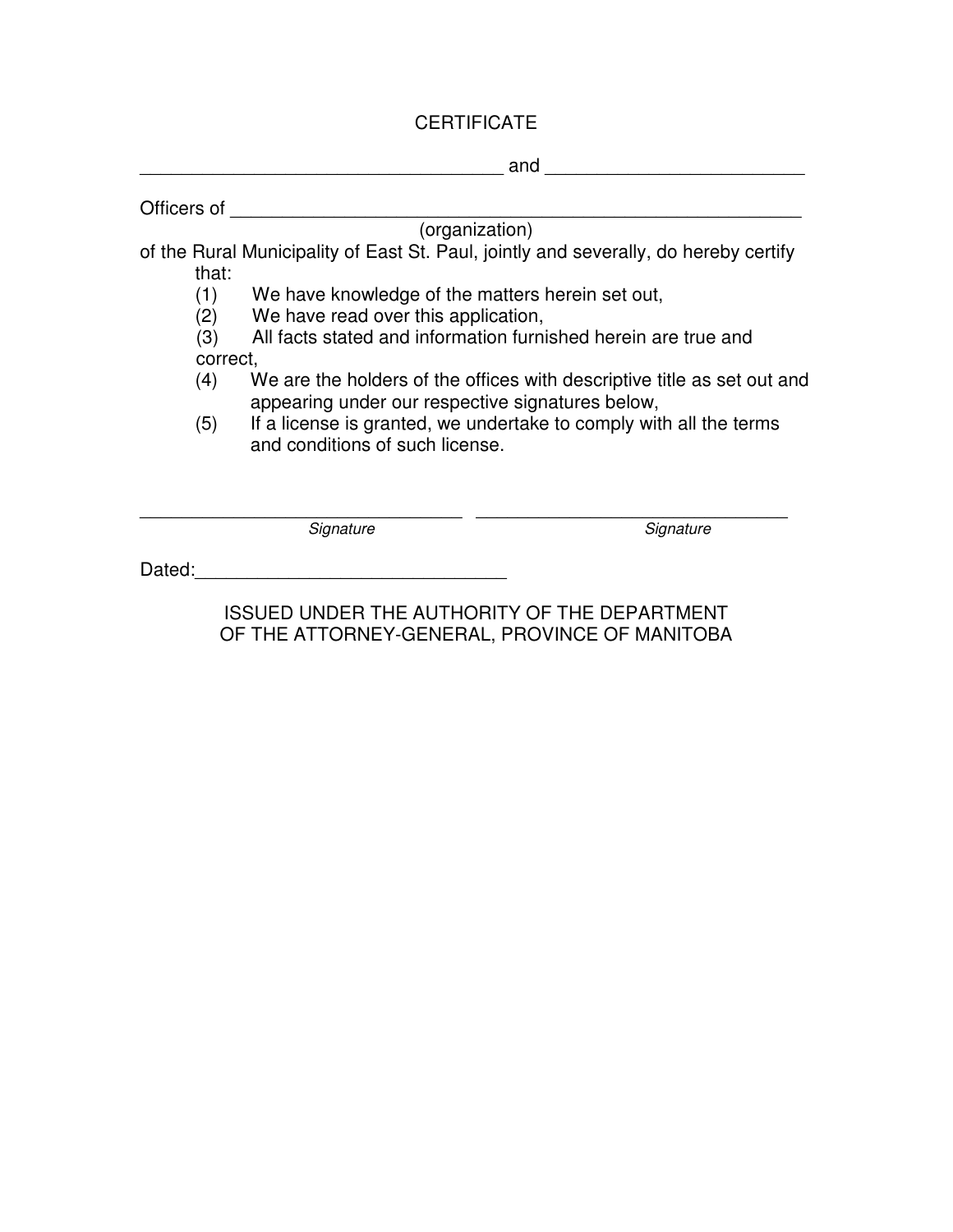# CERTIFICATE

____________________________________ and _________________________

Officers of ________________________________________________________
(organization)

of the Rural Municipality of East St. Paul, jointly and severally, do hereby certify that:

(1) We have knowledge of the matters herein set out,

(2) We have read over this application,

(3) All facts stated and information furnished herein are true and correct,

(4) We are the holders of the offices with descriptive title as set out and appearing under our respective signatures below,

(5) If a license is granted, we undertake to comply with all the terms and conditions of such license.

________________________________ ________________________________
*Signature* *Signature*

Dated:______________________________

ISSUED UNDER THE AUTHORITY OF THE DEPARTMENT
OF THE ATTORNEY-GENERAL, PROVINCE OF MANITOBA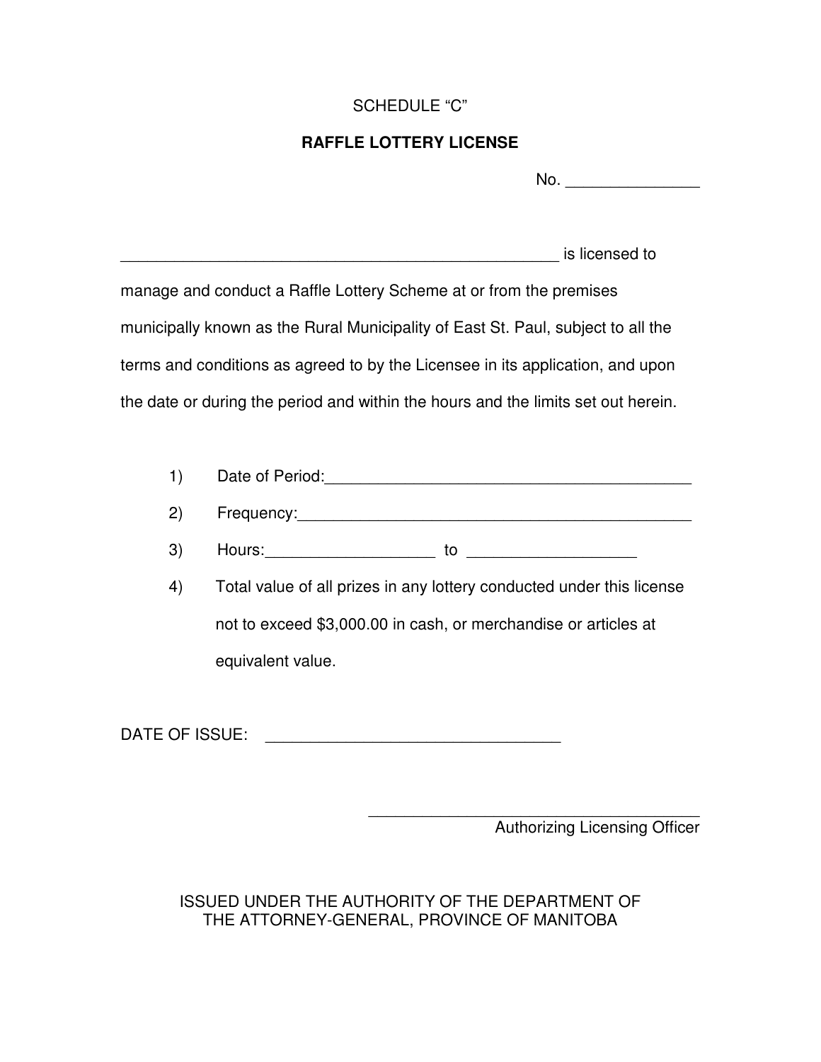SCHEDULE “C”

**RAFFLE LOTTERY LICENSE**

No. _______________

___________________________________________________ is licensed to manage and conduct a Raffle Lottery Scheme at or from the premises municipally known as the Rural Municipality of East St. Paul, subject to all the terms and conditions as agreed to by the Licensee in its application, and upon the date or during the period and within the hours and the limits set out herein.

1) Date of Period:__________________________________________
2) Frequency:_____________________________________________
3) Hours:___________________ to ___________________
4) Total value of all prizes in any lottery conducted under this license not to exceed $3,000.00 in cash, or merchandise or articles at equivalent value.

DATE OF ISSUE: _________________________________

_______________________________________
Authorizing Licensing Officer

ISSUED UNDER THE AUTHORITY OF THE DEPARTMENT OF THE ATTORNEY-GENERAL, PROVINCE OF MANITOBA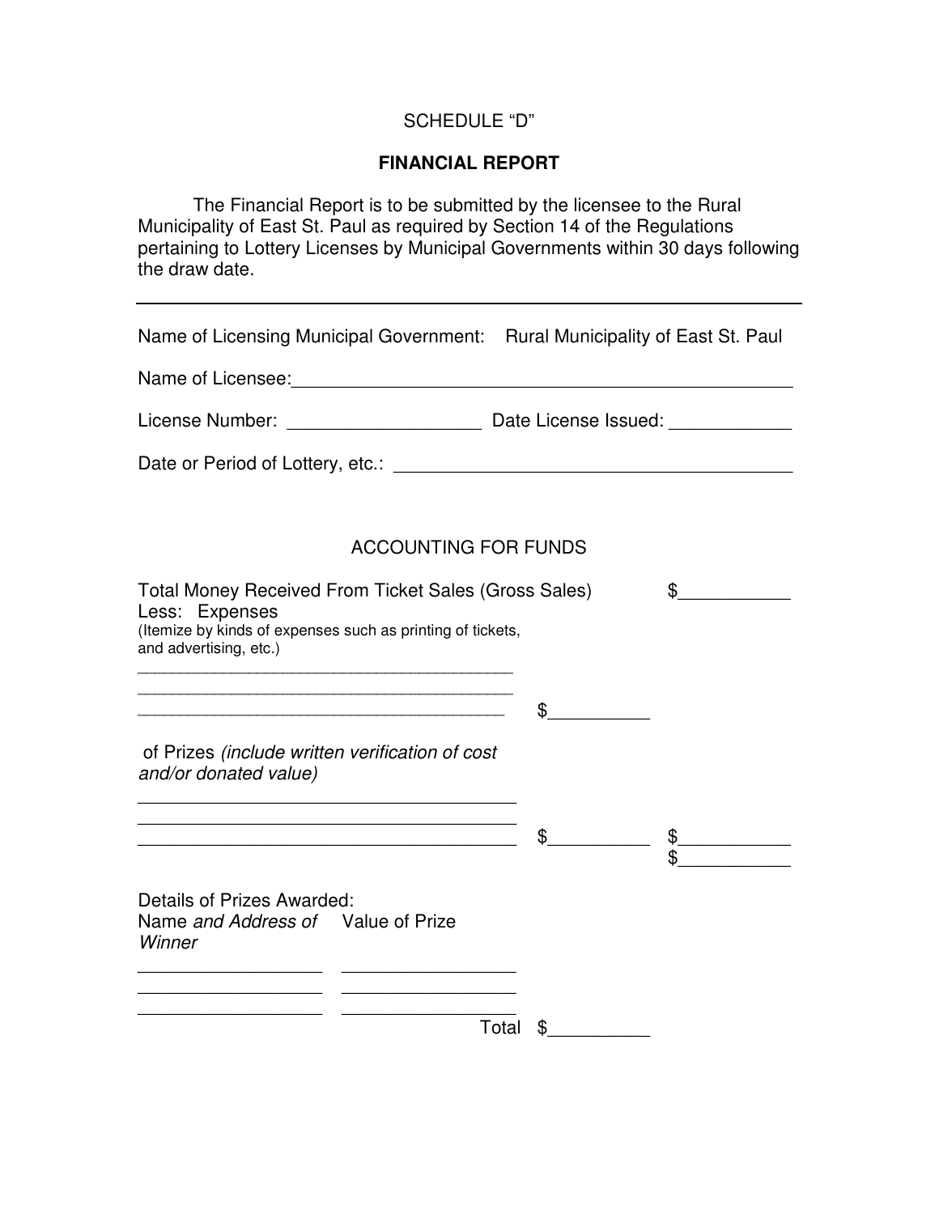SCHEDULE "D"

**FINANCIAL REPORT**

The Financial Report is to be submitted by the licensee to the Rural Municipality of East St. Paul as required by Section 14 of the Regulations pertaining to Lottery Licenses by Municipal Governments within 30 days following the draw date.

---

Name of Licensing Municipal Government: Rural Municipality of East St. Paul

Name of Licensee:___________________________________________________

License Number: ___________________ Date License Issued: ____________

Date or Period of Lottery, etc.: ________________________________________

ACCOUNTING FOR FUNDS

Total Money Received From Ticket Sales (Gross Sales) $___________

Less: Expenses
(Itemize by kinds of expenses such as printing of tickets, and advertising, etc.)

________________________________________
________________________________________
________________________________________ $__________

of Prizes *(include written verification of cost and/or donated value)*

______________________________________
______________________________________
______________________________________ $__________ $___________
$___________

Details of Prizes Awarded:

| Name *and Address of Winner* | Value of Prize |
|---|---|
| __________________ | _________________ |
| __________________ | _________________ |
| __________________ | _________________ |

Total $__________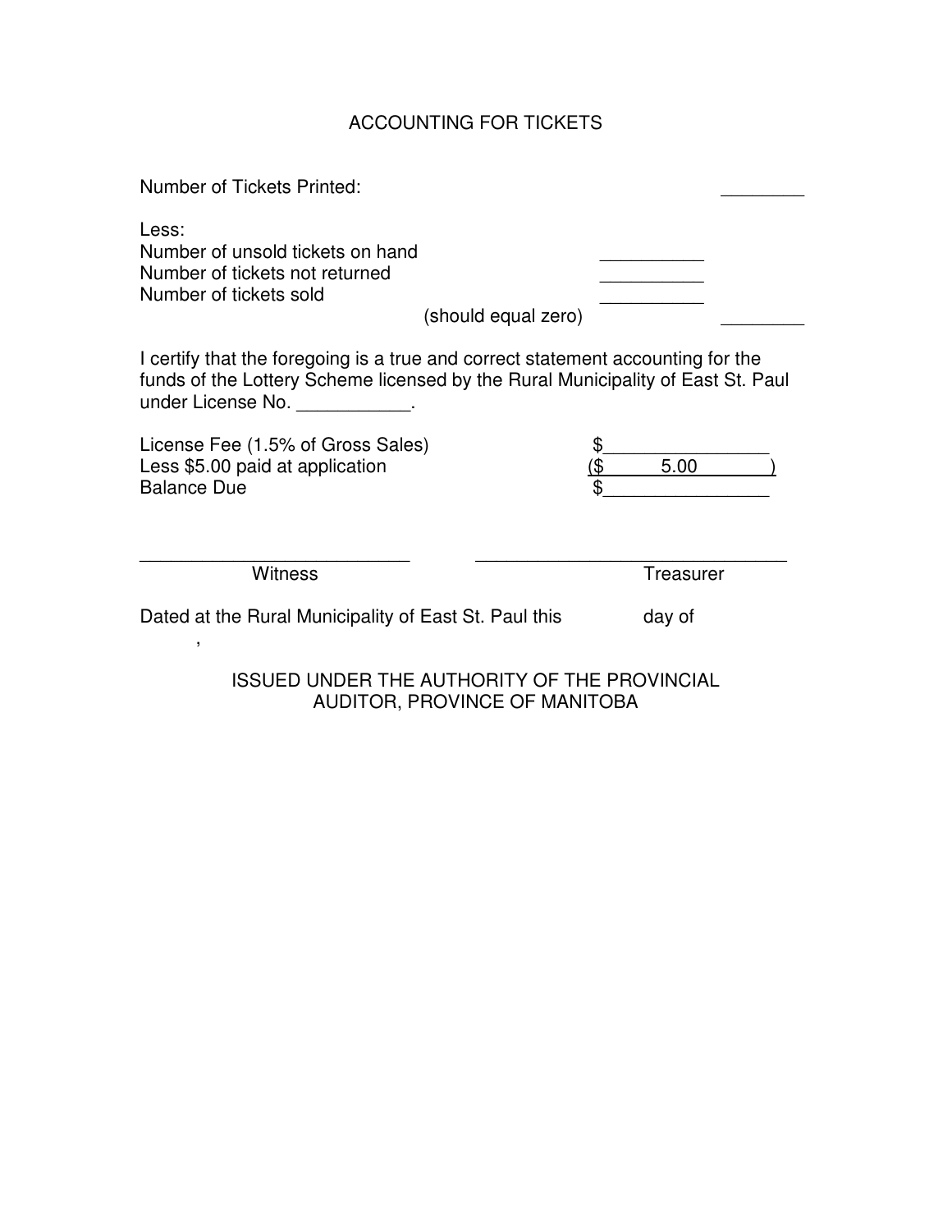# ACCOUNTING FOR TICKETS

Number of Tickets Printed: ________

Less:
Number of unsold tickets on hand __________
Number of tickets not returned __________
Number of tickets sold __________
(should equal zero) ________

I certify that the foregoing is a true and correct statement accounting for the funds of the Lottery Scheme licensed by the Rural Municipality of East St. Paul under License No. ___________.

| | |
|---|---|
| License Fee (1.5% of Gross Sales) | $________________ |
| Less $5.00 paid at application | ($ 5.00 ) |
| Balance Due | $________________ |

___________________________ Witness

_______________________________ Treasurer

Dated at the Rural Municipality of East St. Paul this day of
,

ISSUED UNDER THE AUTHORITY OF THE PROVINCIAL AUDITOR, PROVINCE OF MANITOBA